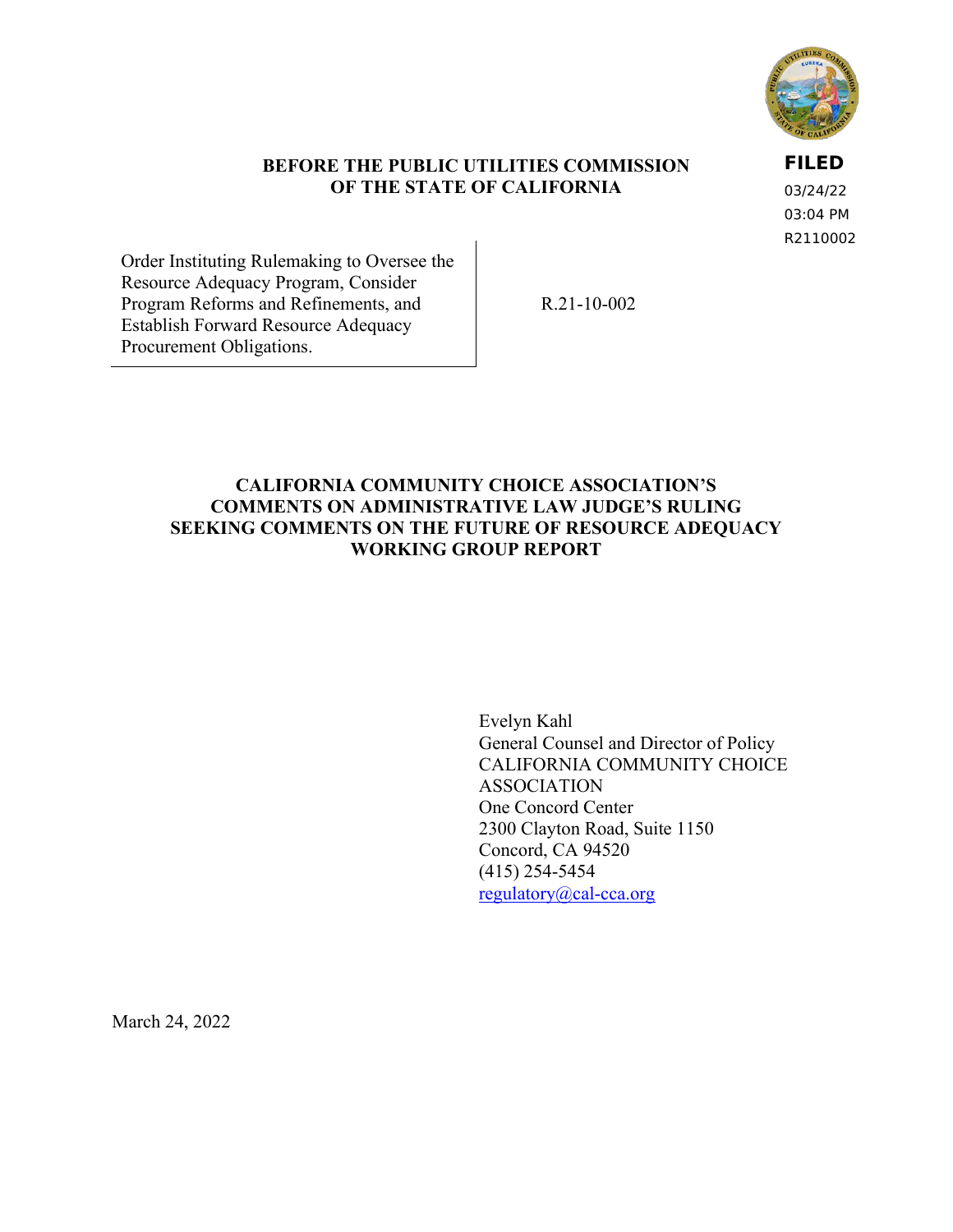FILED
03/24/22
03:04 PM
R2110002

**BEFORE THE PUBLIC UTILITIES COMMISSION OF THE STATE OF CALIFORNIA**

| | |
|---|---|
| Order Instituting Rulemaking to Oversee the Resource Adequacy Program, Consider Program Reforms and Refinements, and Establish Forward Resource Adequacy Procurement Obligations. | R.21-10-002 |

# CALIFORNIA COMMUNITY CHOICE ASSOCIATION'S COMMENTS ON ADMINISTRATIVE LAW JUDGE'S RULING SEEKING COMMENTS ON THE FUTURE OF RESOURCE ADEQUACY WORKING GROUP REPORT

Evelyn Kahl
General Counsel and Director of Policy
CALIFORNIA COMMUNITY CHOICE ASSOCIATION
One Concord Center
2300 Clayton Road, Suite 1150
Concord, CA 94520
(415) 254-5454
regulatory@cal-cca.org

March 24, 2022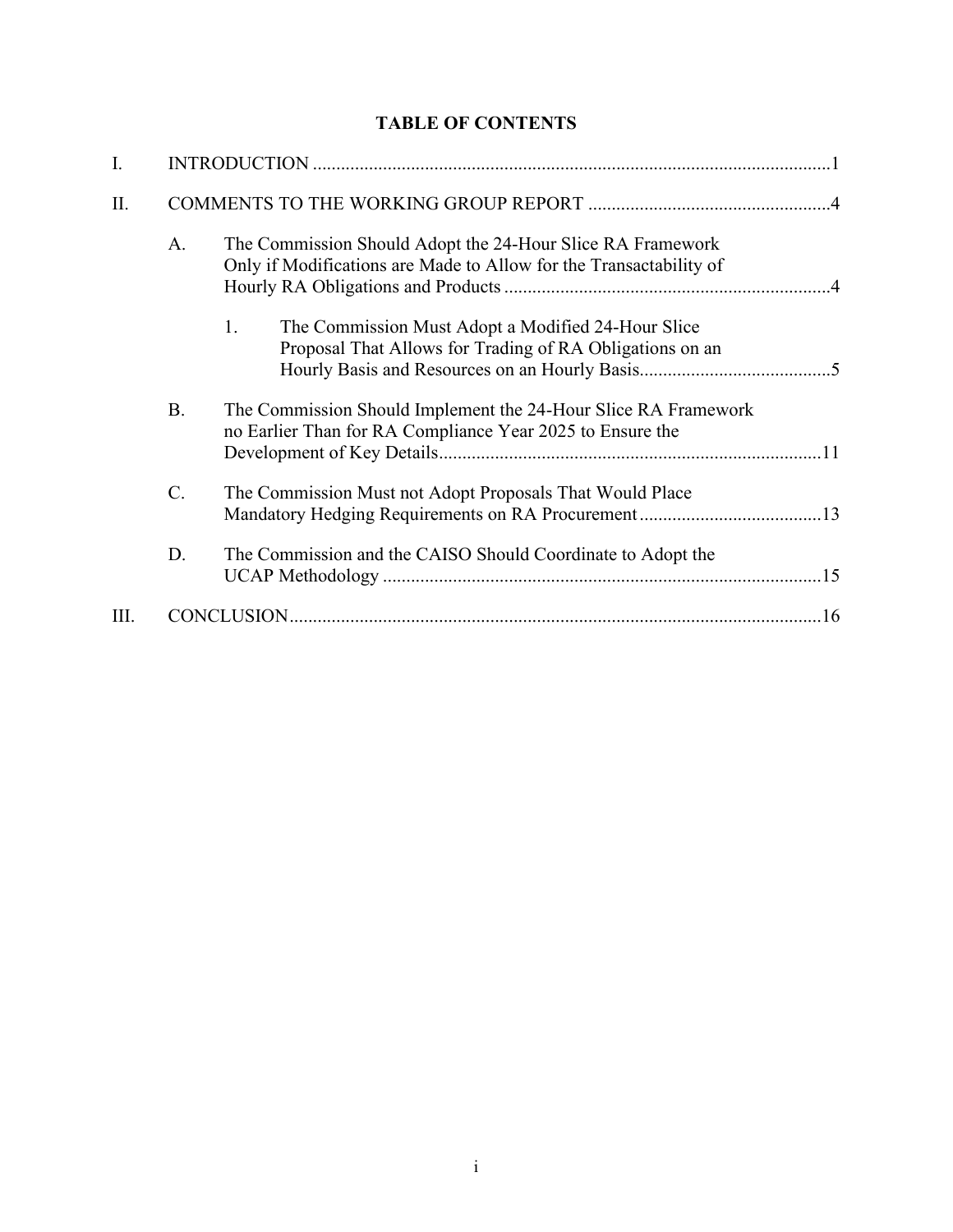# TABLE OF CONTENTS

I. INTRODUCTION ............................................................................................................1

II. COMMENTS TO THE WORKING GROUP REPORT ....................................................4

- A. The Commission Should Adopt the 24-Hour Slice RA Framework Only if Modifications are Made to Allow for the Transactability of Hourly RA Obligations and Products .....................................................................4
  - 1. The Commission Must Adopt a Modified 24-Hour Slice Proposal That Allows for Trading of RA Obligations on an Hourly Basis and Resources on an Hourly Basis.........................................5
- B. The Commission Should Implement the 24-Hour Slice RA Framework no Earlier Than for RA Compliance Year 2025 to Ensure the Development of Key Details.................................................................................11
- C. The Commission Must not Adopt Proposals That Would Place Mandatory Hedging Requirements on RA Procurement.......................................13
- D. The Commission and the CAISO Should Coordinate to Adopt the UCAP Methodology .............................................................................................15

III. CONCLUSION.................................................................................................................16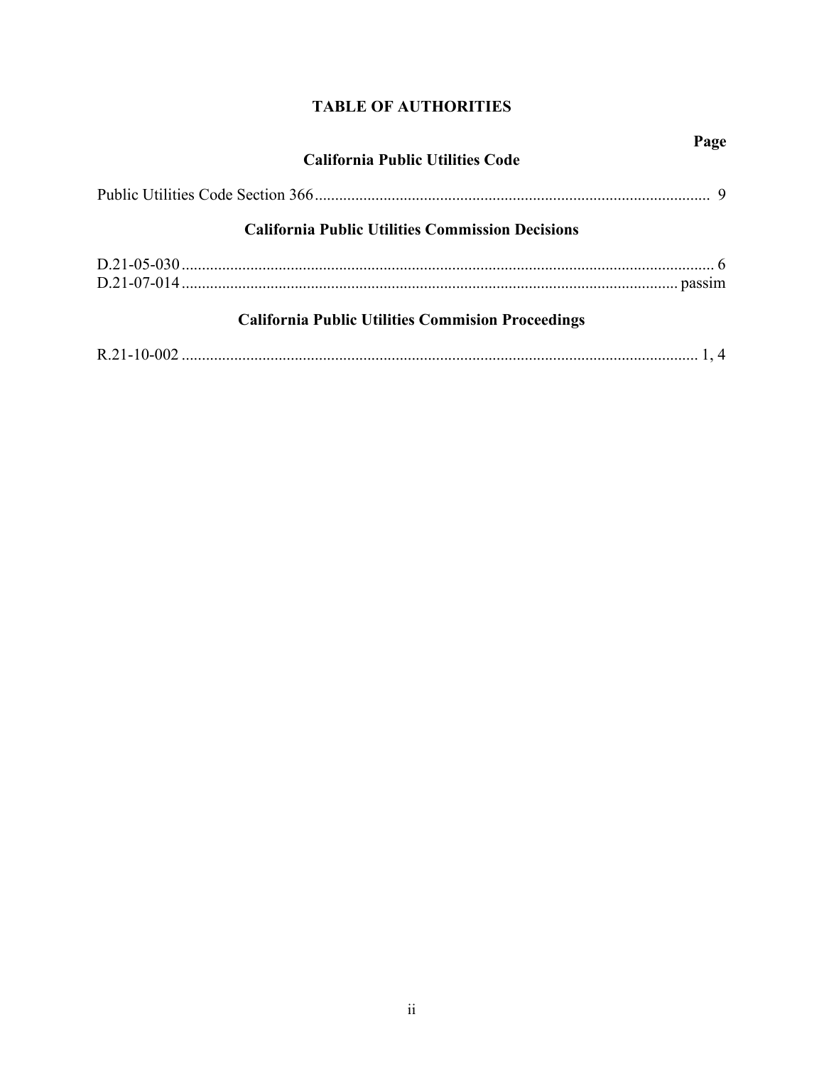# TABLE OF AUTHORITIES

**Page**

### California Public Utilities Code

Public Utilities Code Section 366 .................................................................................................. 9

### California Public Utilities Commission Decisions

D.21-05-030 ..................................................................................................................................... 6
D.21-07-014 ........................................................................................................................... passim

### California Public Utilities Commision Proceedings

R.21-10-002 ................................................................................................................................ 1, 4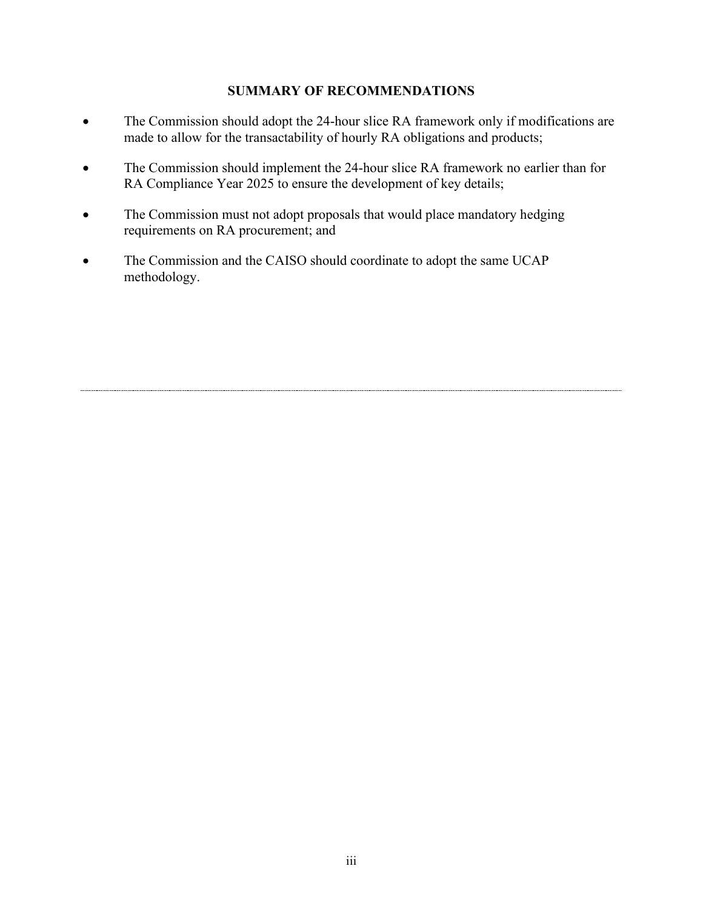## SUMMARY OF RECOMMENDATIONS

- The Commission should adopt the 24-hour slice RA framework only if modifications are made to allow for the transactability of hourly RA obligations and products;
- The Commission should implement the 24-hour slice RA framework no earlier than for RA Compliance Year 2025 to ensure the development of key details;
- The Commission must not adopt proposals that would place mandatory hedging requirements on RA procurement; and
- The Commission and the CAISO should coordinate to adopt the same UCAP methodology.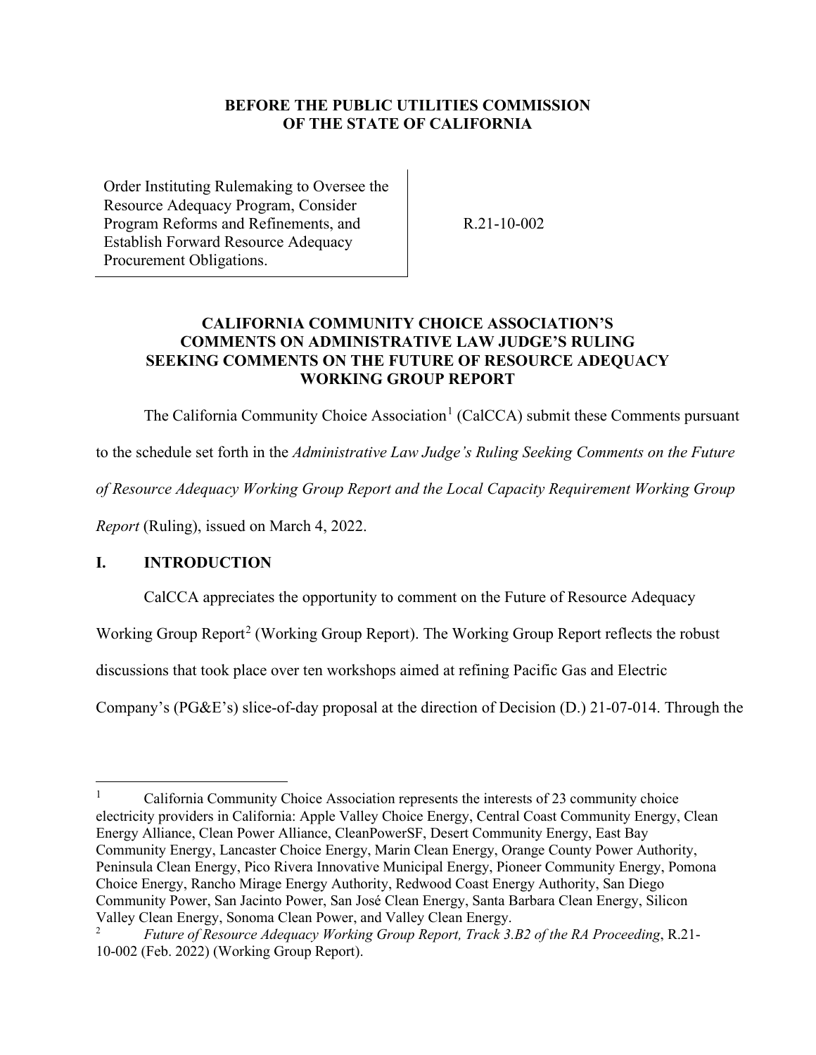**BEFORE THE PUBLIC UTILITIES COMMISSION OF THE STATE OF CALIFORNIA**

| Order Instituting Rulemaking to Oversee the Resource Adequacy Program, Consider Program Reforms and Refinements, and Establish Forward Resource Adequacy Procurement Obligations. | R.21-10-002 |
|---|---|

**CALIFORNIA COMMUNITY CHOICE ASSOCIATION'S COMMENTS ON ADMINISTRATIVE LAW JUDGE'S RULING SEEKING COMMENTS ON THE FUTURE OF RESOURCE ADEQUACY WORKING GROUP REPORT**

The California Community Choice Association[1] (CalCCA) submit these Comments pursuant to the schedule set forth in the *Administrative Law Judge's Ruling Seeking Comments on the Future of Resource Adequacy Working Group Report and the Local Capacity Requirement Working Group Report* (Ruling), issued on March 4, 2022.

## I. INTRODUCTION

CalCCA appreciates the opportunity to comment on the Future of Resource Adequacy Working Group Report[2] (Working Group Report). The Working Group Report reflects the robust discussions that took place over ten workshops aimed at refining Pacific Gas and Electric Company's (PG&E's) slice-of-day proposal at the direction of Decision (D.) 21-07-014. Through the

---

[1] California Community Choice Association represents the interests of 23 community choice electricity providers in California: Apple Valley Choice Energy, Central Coast Community Energy, Clean Energy Alliance, Clean Power Alliance, CleanPowerSF, Desert Community Energy, East Bay Community Energy, Lancaster Choice Energy, Marin Clean Energy, Orange County Power Authority, Peninsula Clean Energy, Pico Rivera Innovative Municipal Energy, Pioneer Community Energy, Pomona Choice Energy, Rancho Mirage Energy Authority, Redwood Coast Energy Authority, San Diego Community Power, San Jacinto Power, San José Clean Energy, Santa Barbara Clean Energy, Silicon Valley Clean Energy, Sonoma Clean Power, and Valley Clean Energy.

[2] *Future of Resource Adequacy Working Group Report, Track 3.B2 of the RA Proceeding*, R.21-10-002 (Feb. 2022) (Working Group Report).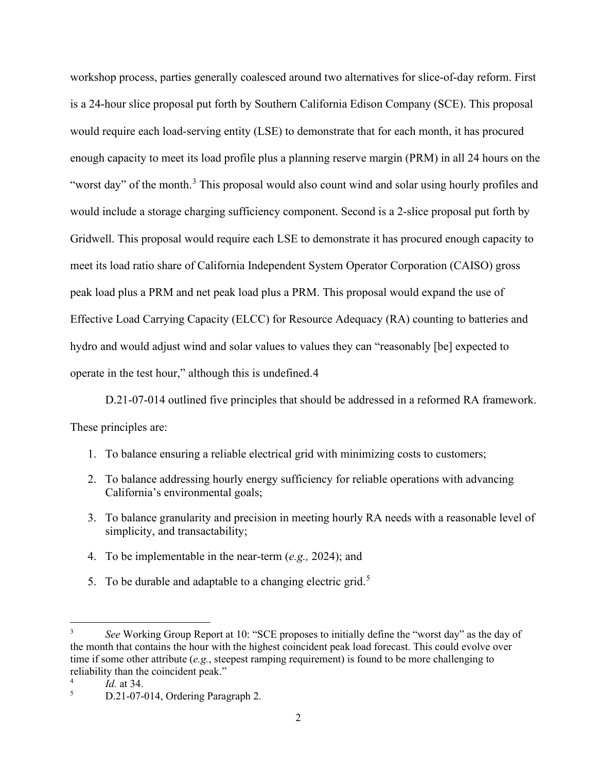workshop process, parties generally coalesced around two alternatives for slice-of-day reform. First is a 24-hour slice proposal put forth by Southern California Edison Company (SCE). This proposal would require each load-serving entity (LSE) to demonstrate that for each month, it has procured enough capacity to meet its load profile plus a planning reserve margin (PRM) in all 24 hours on the "worst day" of the month.[3] This proposal would also count wind and solar using hourly profiles and would include a storage charging sufficiency component. Second is a 2-slice proposal put forth by Gridwell. This proposal would require each LSE to demonstrate it has procured enough capacity to meet its load ratio share of California Independent System Operator Corporation (CAISO) gross peak load plus a PRM and net peak load plus a PRM. This proposal would expand the use of Effective Load Carrying Capacity (ELCC) for Resource Adequacy (RA) counting to batteries and hydro and would adjust wind and solar values to values they can "reasonably [be] expected to operate in the test hour," although this is undefined.4

D.21-07-014 outlined five principles that should be addressed in a reformed RA framework. These principles are:

1. To balance ensuring a reliable electrical grid with minimizing costs to customers;
2. To balance addressing hourly energy sufficiency for reliable operations with advancing California's environmental goals;
3. To balance granularity and precision in meeting hourly RA needs with a reasonable level of simplicity, and transactability;
4. To be implementable in the near-term (*e.g.,* 2024); and
5. To be durable and adaptable to a changing electric grid.[5]

---

[3] *See* Working Group Report at 10: "SCE proposes to initially define the "worst day" as the day of the month that contains the hour with the highest coincident peak load forecast. This could evolve over time if some other attribute (*e.g.*, steepest ramping requirement) is found to be more challenging to reliability than the coincident peak."

[4] *Id.* at 34.

[5] D.21-07-014, Ordering Paragraph 2.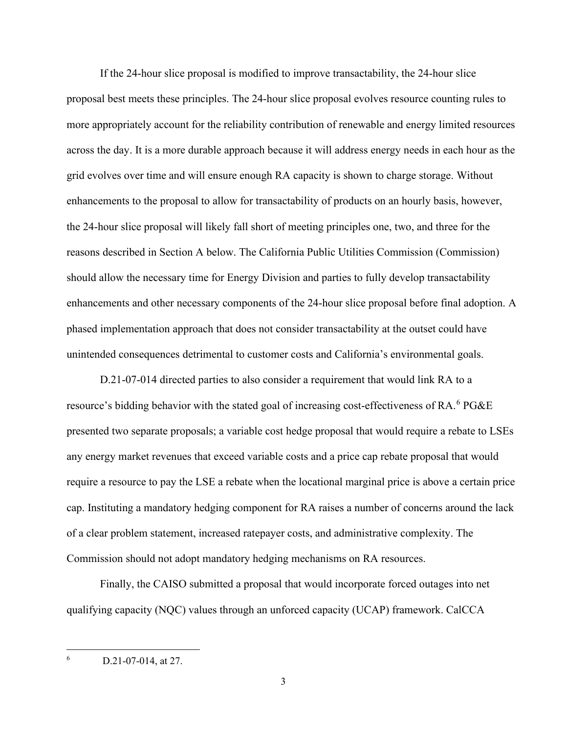If the 24-hour slice proposal is modified to improve transactability, the 24-hour slice proposal best meets these principles. The 24-hour slice proposal evolves resource counting rules to more appropriately account for the reliability contribution of renewable and energy limited resources across the day. It is a more durable approach because it will address energy needs in each hour as the grid evolves over time and will ensure enough RA capacity is shown to charge storage. Without enhancements to the proposal to allow for transactability of products on an hourly basis, however, the 24-hour slice proposal will likely fall short of meeting principles one, two, and three for the reasons described in Section A below. The California Public Utilities Commission (Commission) should allow the necessary time for Energy Division and parties to fully develop transactability enhancements and other necessary components of the 24-hour slice proposal before final adoption. A phased implementation approach that does not consider transactability at the outset could have unintended consequences detrimental to customer costs and California's environmental goals.

D.21-07-014 directed parties to also consider a requirement that would link RA to a resource's bidding behavior with the stated goal of increasing cost-effectiveness of RA.[6] PG&E presented two separate proposals; a variable cost hedge proposal that would require a rebate to LSEs any energy market revenues that exceed variable costs and a price cap rebate proposal that would require a resource to pay the LSE a rebate when the locational marginal price is above a certain price cap. Instituting a mandatory hedging component for RA raises a number of concerns around the lack of a clear problem statement, increased ratepayer costs, and administrative complexity. The Commission should not adopt mandatory hedging mechanisms on RA resources.

Finally, the CAISO submitted a proposal that would incorporate forced outages into net qualifying capacity (NQC) values through an unforced capacity (UCAP) framework. CalCCA

---

[6] D.21-07-014, at 27.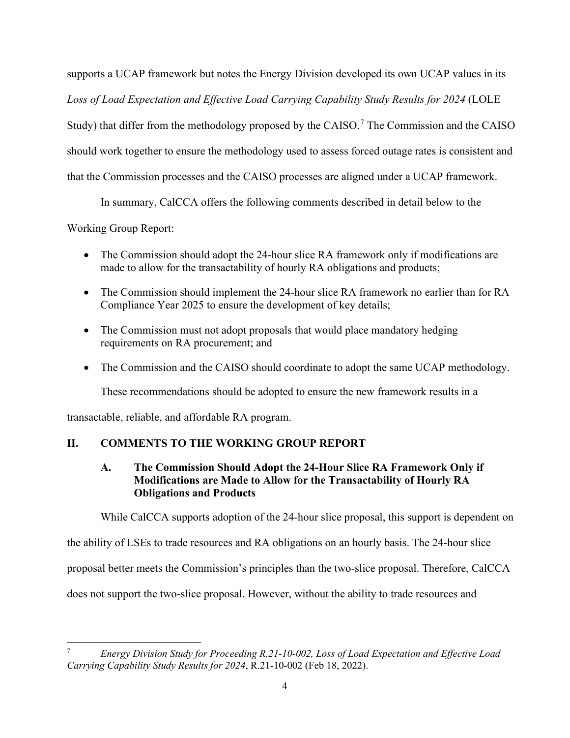supports a UCAP framework but notes the Energy Division developed its own UCAP values in its *Loss of Load Expectation and Effective Load Carrying Capability Study Results for 2024* (LOLE Study) that differ from the methodology proposed by the CAISO.[7] The Commission and the CAISO should work together to ensure the methodology used to assess forced outage rates is consistent and that the Commission processes and the CAISO processes are aligned under a UCAP framework.

In summary, CalCCA offers the following comments described in detail below to the Working Group Report:

- The Commission should adopt the 24-hour slice RA framework only if modifications are made to allow for the transactability of hourly RA obligations and products;
- The Commission should implement the 24-hour slice RA framework no earlier than for RA Compliance Year 2025 to ensure the development of key details;
- The Commission must not adopt proposals that would place mandatory hedging requirements on RA procurement; and
- The Commission and the CAISO should coordinate to adopt the same UCAP methodology.

These recommendations should be adopted to ensure the new framework results in a transactable, reliable, and affordable RA program.

## II. COMMENTS TO THE WORKING GROUP REPORT

### A. The Commission Should Adopt the 24-Hour Slice RA Framework Only if Modifications are Made to Allow for the Transactability of Hourly RA Obligations and Products

While CalCCA supports adoption of the 24-hour slice proposal, this support is dependent on the ability of LSEs to trade resources and RA obligations on an hourly basis. The 24-hour slice proposal better meets the Commission's principles than the two-slice proposal. Therefore, CalCCA does not support the two-slice proposal. However, without the ability to trade resources and

---

[7] *Energy Division Study for Proceeding R.21-10-002, Loss of Load Expectation and Effective Load Carrying Capability Study Results for 2024*, R.21-10-002 (Feb 18, 2022).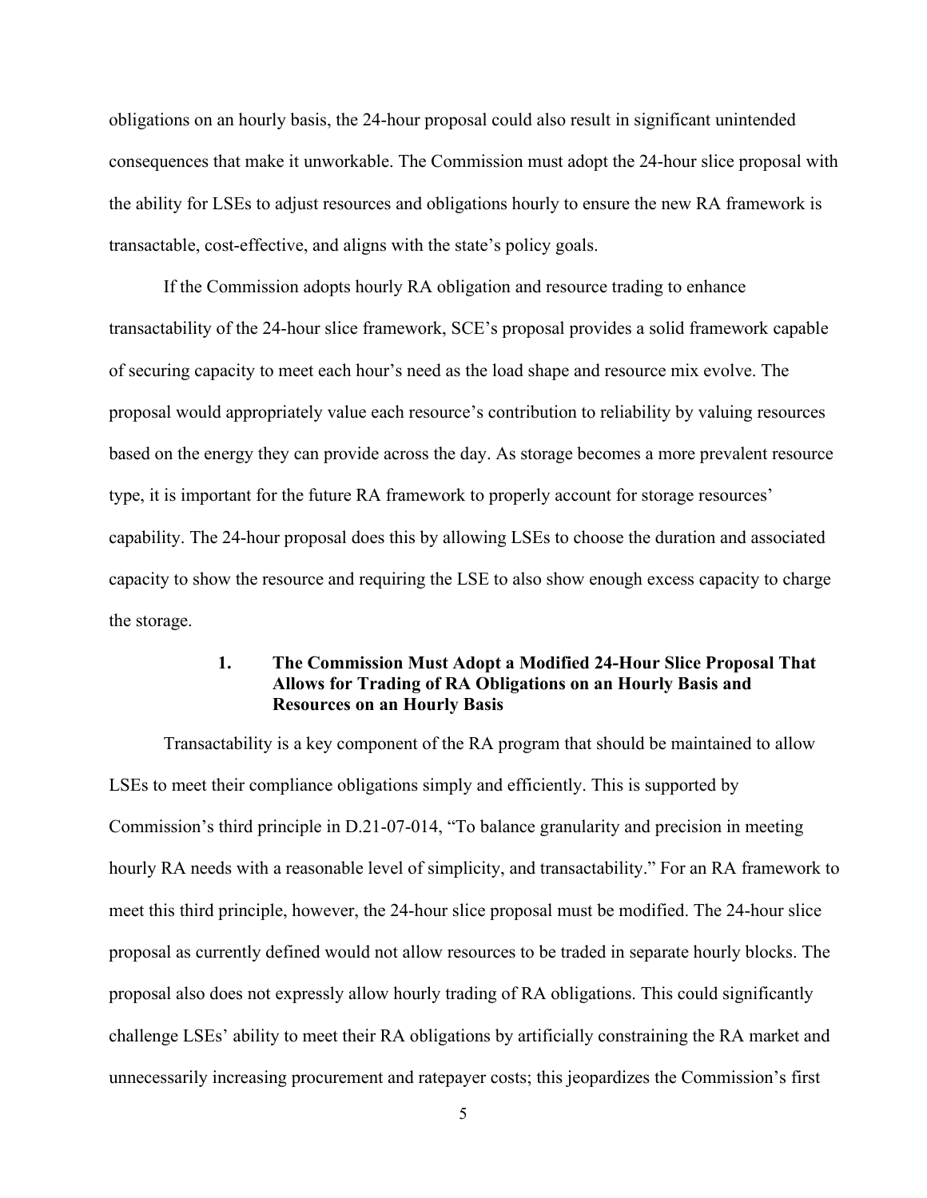obligations on an hourly basis, the 24-hour proposal could also result in significant unintended consequences that make it unworkable. The Commission must adopt the 24-hour slice proposal with the ability for LSEs to adjust resources and obligations hourly to ensure the new RA framework is transactable, cost-effective, and aligns with the state's policy goals.

If the Commission adopts hourly RA obligation and resource trading to enhance transactability of the 24-hour slice framework, SCE's proposal provides a solid framework capable of securing capacity to meet each hour's need as the load shape and resource mix evolve. The proposal would appropriately value each resource's contribution to reliability by valuing resources based on the energy they can provide across the day. As storage becomes a more prevalent resource type, it is important for the future RA framework to properly account for storage resources' capability. The 24-hour proposal does this by allowing LSEs to choose the duration and associated capacity to show the resource and requiring the LSE to also show enough excess capacity to charge the storage.

### 1. The Commission Must Adopt a Modified 24-Hour Slice Proposal That Allows for Trading of RA Obligations on an Hourly Basis and Resources on an Hourly Basis

Transactability is a key component of the RA program that should be maintained to allow LSEs to meet their compliance obligations simply and efficiently. This is supported by Commission's third principle in D.21-07-014, "To balance granularity and precision in meeting hourly RA needs with a reasonable level of simplicity, and transactability." For an RA framework to meet this third principle, however, the 24-hour slice proposal must be modified. The 24-hour slice proposal as currently defined would not allow resources to be traded in separate hourly blocks. The proposal also does not expressly allow hourly trading of RA obligations. This could significantly challenge LSEs' ability to meet their RA obligations by artificially constraining the RA market and unnecessarily increasing procurement and ratepayer costs; this jeopardizes the Commission's first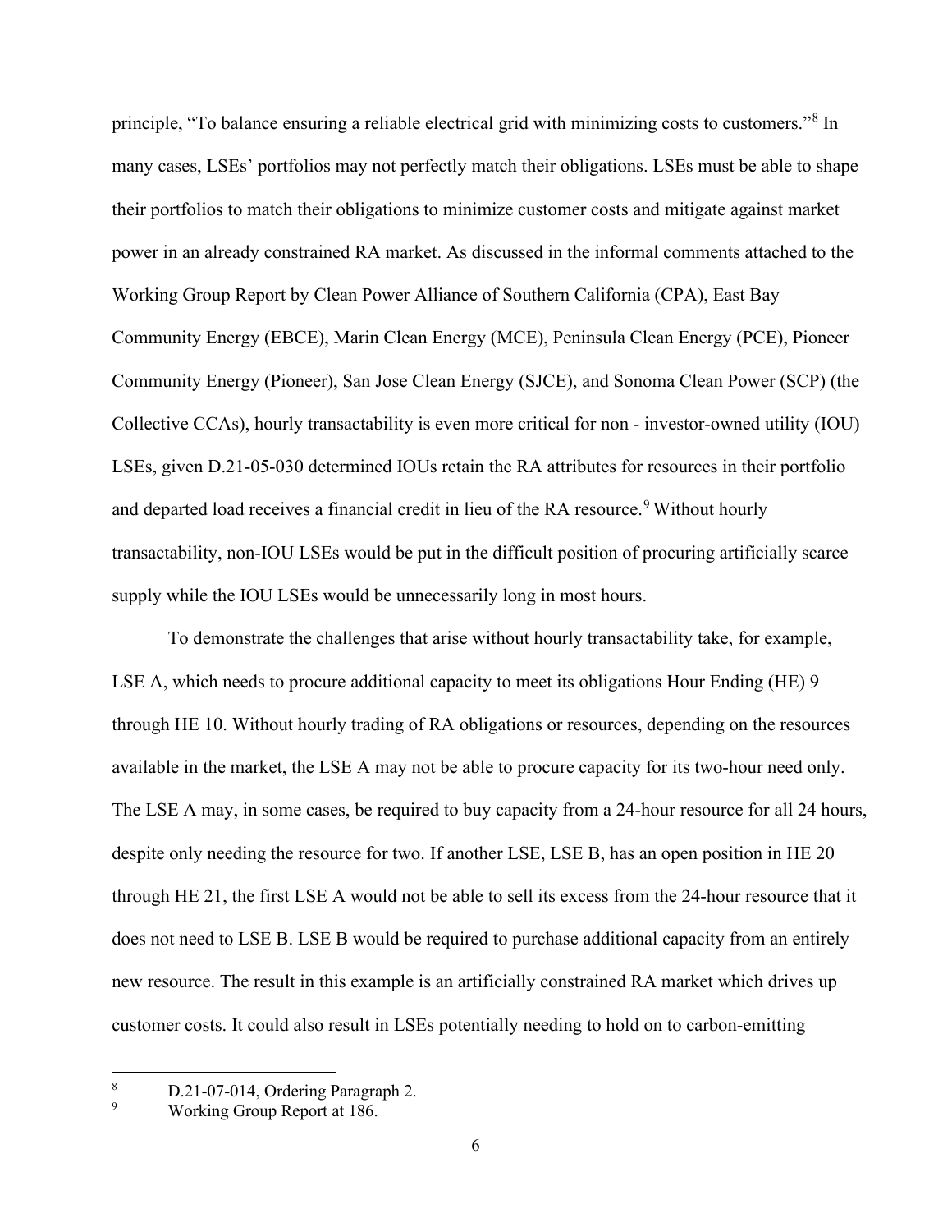principle, "To balance ensuring a reliable electrical grid with minimizing costs to customers."[8] In many cases, LSEs' portfolios may not perfectly match their obligations. LSEs must be able to shape their portfolios to match their obligations to minimize customer costs and mitigate against market power in an already constrained RA market. As discussed in the informal comments attached to the Working Group Report by Clean Power Alliance of Southern California (CPA), East Bay Community Energy (EBCE), Marin Clean Energy (MCE), Peninsula Clean Energy (PCE), Pioneer Community Energy (Pioneer), San Jose Clean Energy (SJCE), and Sonoma Clean Power (SCP) (the Collective CCAs), hourly transactability is even more critical for non - investor-owned utility (IOU) LSEs, given D.21-05-030 determined IOUs retain the RA attributes for resources in their portfolio and departed load receives a financial credit in lieu of the RA resource.[9] Without hourly transactability, non-IOU LSEs would be put in the difficult position of procuring artificially scarce supply while the IOU LSEs would be unnecessarily long in most hours.

To demonstrate the challenges that arise without hourly transactability take, for example, LSE A, which needs to procure additional capacity to meet its obligations Hour Ending (HE) 9 through HE 10. Without hourly trading of RA obligations or resources, depending on the resources available in the market, the LSE A may not be able to procure capacity for its two-hour need only. The LSE A may, in some cases, be required to buy capacity from a 24-hour resource for all 24 hours, despite only needing the resource for two. If another LSE, LSE B, has an open position in HE 20 through HE 21, the first LSE A would not be able to sell its excess from the 24-hour resource that it does not need to LSE B. LSE B would be required to purchase additional capacity from an entirely new resource. The result in this example is an artificially constrained RA market which drives up customer costs. It could also result in LSEs potentially needing to hold on to carbon-emitting

---

[8] D.21-07-014, Ordering Paragraph 2.

[9] Working Group Report at 186.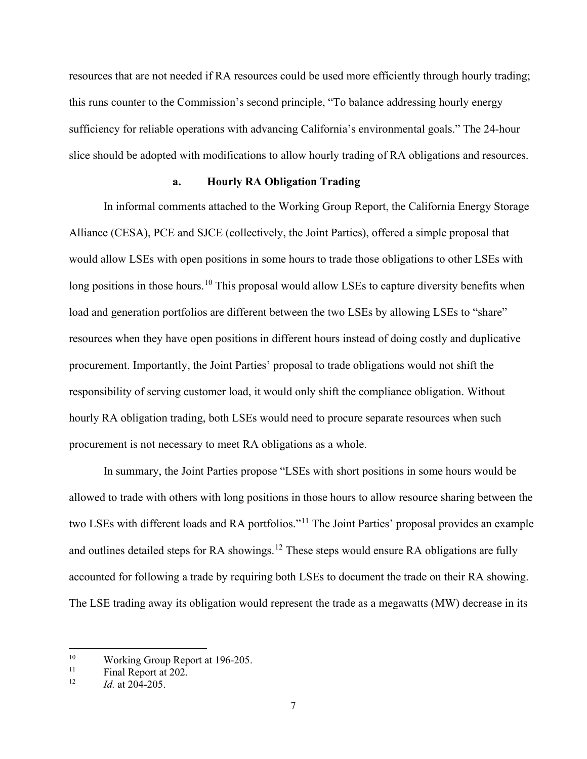resources that are not needed if RA resources could be used more efficiently through hourly trading; this runs counter to the Commission's second principle, "To balance addressing hourly energy sufficiency for reliable operations with advancing California's environmental goals." The 24-hour slice should be adopted with modifications to allow hourly trading of RA obligations and resources.

### a. Hourly RA Obligation Trading

In informal comments attached to the Working Group Report, the California Energy Storage Alliance (CESA), PCE and SJCE (collectively, the Joint Parties), offered a simple proposal that would allow LSEs with open positions in some hours to trade those obligations to other LSEs with long positions in those hours.[10] This proposal would allow LSEs to capture diversity benefits when load and generation portfolios are different between the two LSEs by allowing LSEs to "share" resources when they have open positions in different hours instead of doing costly and duplicative procurement. Importantly, the Joint Parties' proposal to trade obligations would not shift the responsibility of serving customer load, it would only shift the compliance obligation. Without hourly RA obligation trading, both LSEs would need to procure separate resources when such procurement is not necessary to meet RA obligations as a whole.

In summary, the Joint Parties propose "LSEs with short positions in some hours would be allowed to trade with others with long positions in those hours to allow resource sharing between the two LSEs with different loads and RA portfolios."[11] The Joint Parties' proposal provides an example and outlines detailed steps for RA showings.[12] These steps would ensure RA obligations are fully accounted for following a trade by requiring both LSEs to document the trade on their RA showing. The LSE trading away its obligation would represent the trade as a megawatts (MW) decrease in its

---

[10] Working Group Report at 196-205.

[11] Final Report at 202.

[12] *Id.* at 204-205.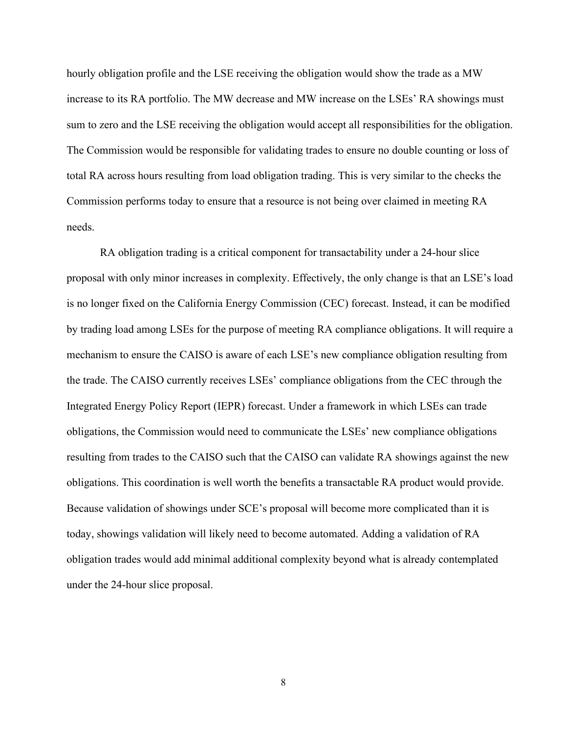hourly obligation profile and the LSE receiving the obligation would show the trade as a MW increase to its RA portfolio. The MW decrease and MW increase on the LSEs' RA showings must sum to zero and the LSE receiving the obligation would accept all responsibilities for the obligation. The Commission would be responsible for validating trades to ensure no double counting or loss of total RA across hours resulting from load obligation trading. This is very similar to the checks the Commission performs today to ensure that a resource is not being over claimed in meeting RA needs.

RA obligation trading is a critical component for transactability under a 24-hour slice proposal with only minor increases in complexity. Effectively, the only change is that an LSE's load is no longer fixed on the California Energy Commission (CEC) forecast. Instead, it can be modified by trading load among LSEs for the purpose of meeting RA compliance obligations. It will require a mechanism to ensure the CAISO is aware of each LSE's new compliance obligation resulting from the trade. The CAISO currently receives LSEs' compliance obligations from the CEC through the Integrated Energy Policy Report (IEPR) forecast. Under a framework in which LSEs can trade obligations, the Commission would need to communicate the LSEs' new compliance obligations resulting from trades to the CAISO such that the CAISO can validate RA showings against the new obligations. This coordination is well worth the benefits a transactable RA product would provide. Because validation of showings under SCE's proposal will become more complicated than it is today, showings validation will likely need to become automated. Adding a validation of RA obligation trades would add minimal additional complexity beyond what is already contemplated under the 24-hour slice proposal.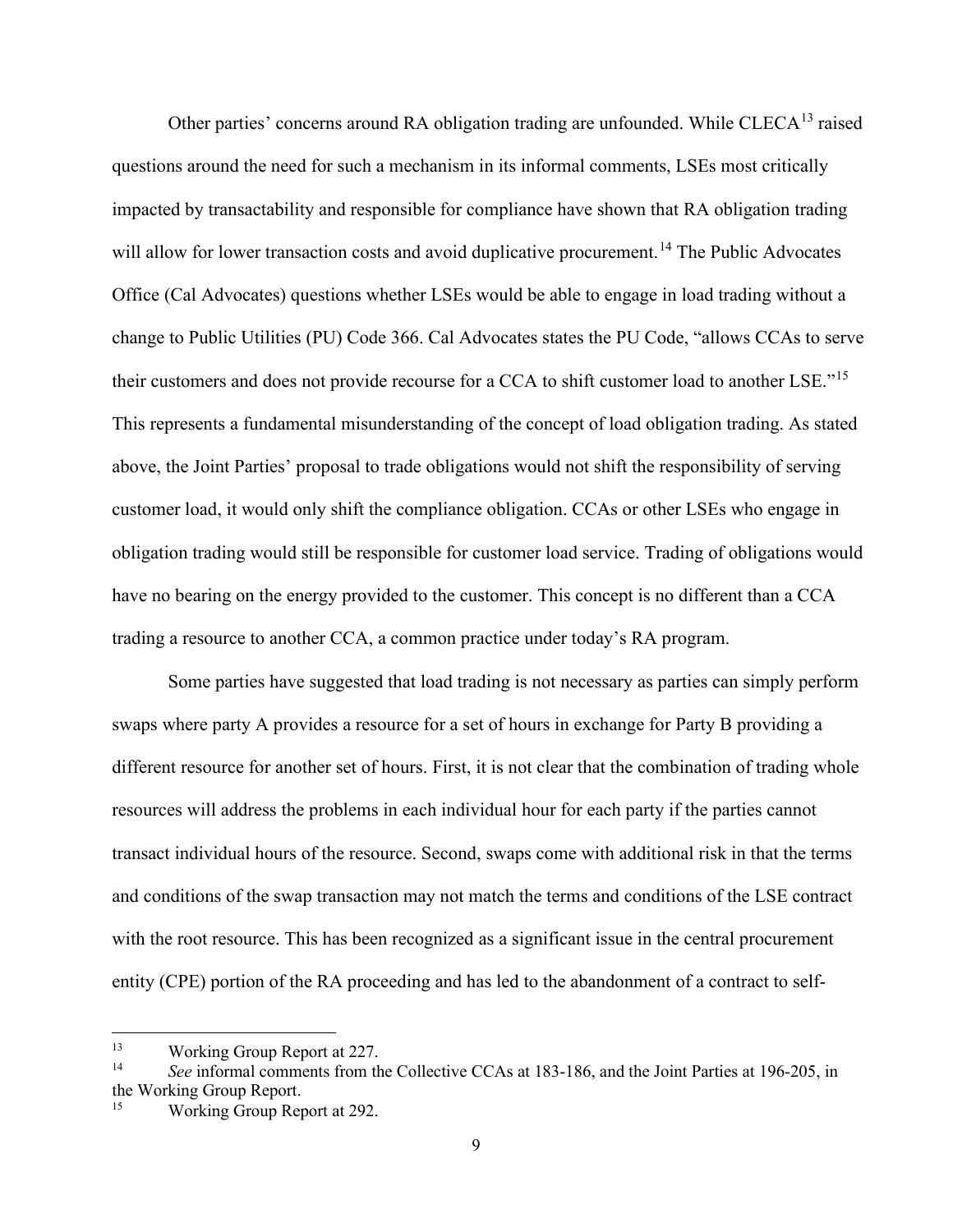Other parties' concerns around RA obligation trading are unfounded. While CLECA[13] raised questions around the need for such a mechanism in its informal comments, LSEs most critically impacted by transactability and responsible for compliance have shown that RA obligation trading will allow for lower transaction costs and avoid duplicative procurement.[14] The Public Advocates Office (Cal Advocates) questions whether LSEs would be able to engage in load trading without a change to Public Utilities (PU) Code 366. Cal Advocates states the PU Code, "allows CCAs to serve their customers and does not provide recourse for a CCA to shift customer load to another LSE."[15] This represents a fundamental misunderstanding of the concept of load obligation trading. As stated above, the Joint Parties' proposal to trade obligations would not shift the responsibility of serving customer load, it would only shift the compliance obligation. CCAs or other LSEs who engage in obligation trading would still be responsible for customer load service. Trading of obligations would have no bearing on the energy provided to the customer. This concept is no different than a CCA trading a resource to another CCA, a common practice under today's RA program.

Some parties have suggested that load trading is not necessary as parties can simply perform swaps where party A provides a resource for a set of hours in exchange for Party B providing a different resource for another set of hours. First, it is not clear that the combination of trading whole resources will address the problems in each individual hour for each party if the parties cannot transact individual hours of the resource. Second, swaps come with additional risk in that the terms and conditions of the swap transaction may not match the terms and conditions of the LSE contract with the root resource. This has been recognized as a significant issue in the central procurement entity (CPE) portion of the RA proceeding and has led to the abandonment of a contract to self-

---

[13] Working Group Report at 227.

[14] *See* informal comments from the Collective CCAs at 183-186, and the Joint Parties at 196-205, in the Working Group Report.

[15] Working Group Report at 292.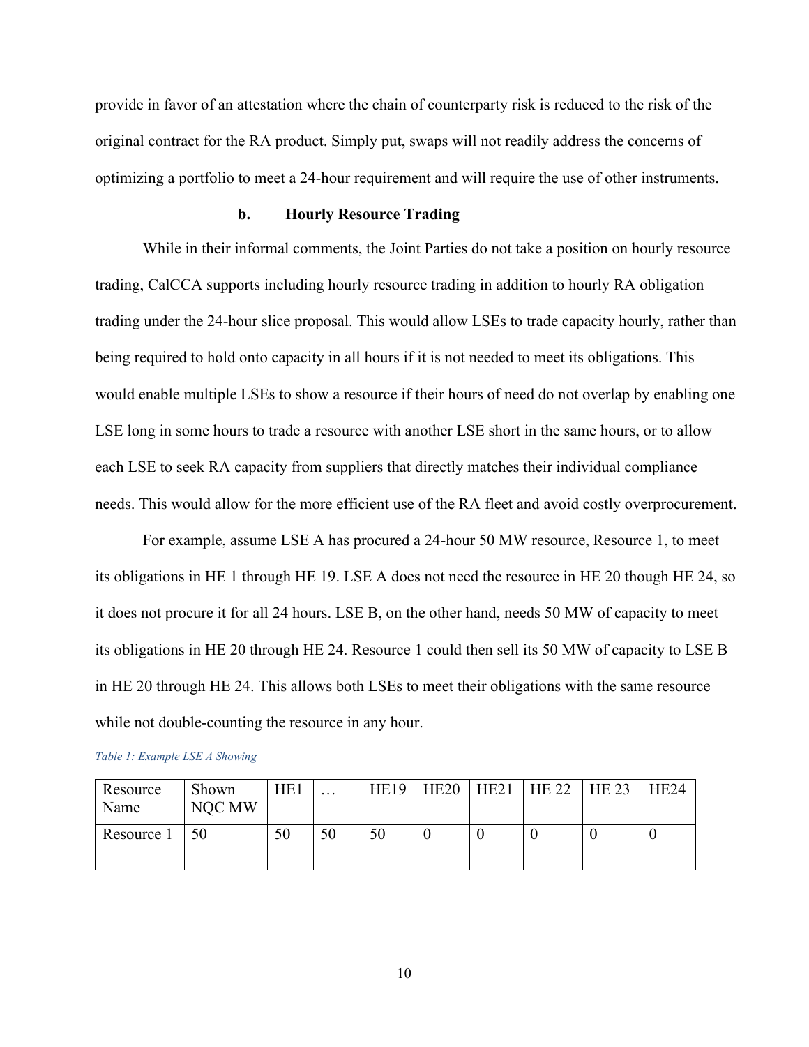provide in favor of an attestation where the chain of counterparty risk is reduced to the risk of the original contract for the RA product. Simply put, swaps will not readily address the concerns of optimizing a portfolio to meet a 24-hour requirement and will require the use of other instruments.

#### b. Hourly Resource Trading

While in their informal comments, the Joint Parties do not take a position on hourly resource trading, CalCCA supports including hourly resource trading in addition to hourly RA obligation trading under the 24-hour slice proposal. This would allow LSEs to trade capacity hourly, rather than being required to hold onto capacity in all hours if it is not needed to meet its obligations. This would enable multiple LSEs to show a resource if their hours of need do not overlap by enabling one LSE long in some hours to trade a resource with another LSE short in the same hours, or to allow each LSE to seek RA capacity from suppliers that directly matches their individual compliance needs. This would allow for the more efficient use of the RA fleet and avoid costly overprocurement.

For example, assume LSE A has procured a 24-hour 50 MW resource, Resource 1, to meet its obligations in HE 1 through HE 19. LSE A does not need the resource in HE 20 though HE 24, so it does not procure it for all 24 hours. LSE B, on the other hand, needs 50 MW of capacity to meet its obligations in HE 20 through HE 24. Resource 1 could then sell its 50 MW of capacity to LSE B in HE 20 through HE 24. This allows both LSEs to meet their obligations with the same resource while not double-counting the resource in any hour.

*Table 1: Example LSE A Showing*

| Resource Name | Shown NQC MW | HE1 | … | HE19 | HE20 | HE21 | HE 22 | HE 23 | HE24 |
|---|---|---|---|---|---|---|---|---|---|
| Resource 1 | 50 | 50 | 50 | 50 | 0 | 0 | 0 | 0 | 0 |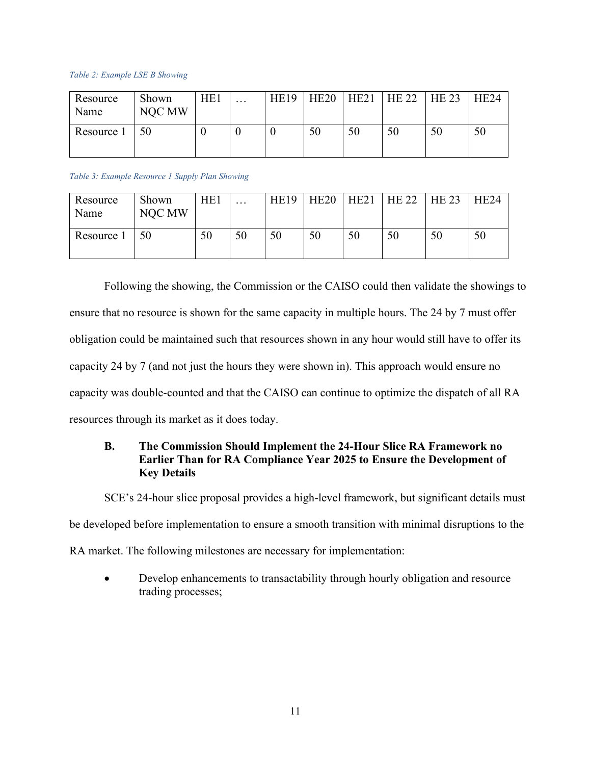*Table 2: Example LSE B Showing*

| Resource Name | Shown NQC MW | HE1 | … | HE19 | HE20 | HE21 | HE 22 | HE 23 | HE24 |
|---|---|---|---|---|---|---|---|---|---|
| Resource 1 | 50 | 0 | 0 | 0 | 50 | 50 | 50 | 50 | 50 |

*Table 3: Example Resource 1 Supply Plan Showing*

| Resource Name | Shown NQC MW | HE1 | … | HE19 | HE20 | HE21 | HE 22 | HE 23 | HE24 |
|---|---|---|---|---|---|---|---|---|---|
| Resource 1 | 50 | 50 | 50 | 50 | 50 | 50 | 50 | 50 | 50 |

Following the showing, the Commission or the CAISO could then validate the showings to ensure that no resource is shown for the same capacity in multiple hours. The 24 by 7 must offer obligation could be maintained such that resources shown in any hour would still have to offer its capacity 24 by 7 (and not just the hours they were shown in). This approach would ensure no capacity was double-counted and that the CAISO can continue to optimize the dispatch of all RA resources through its market as it does today.

### B. The Commission Should Implement the 24-Hour Slice RA Framework no Earlier Than for RA Compliance Year 2025 to Ensure the Development of Key Details

SCE's 24-hour slice proposal provides a high-level framework, but significant details must be developed before implementation to ensure a smooth transition with minimal disruptions to the RA market. The following milestones are necessary for implementation:

- Develop enhancements to transactability through hourly obligation and resource trading processes;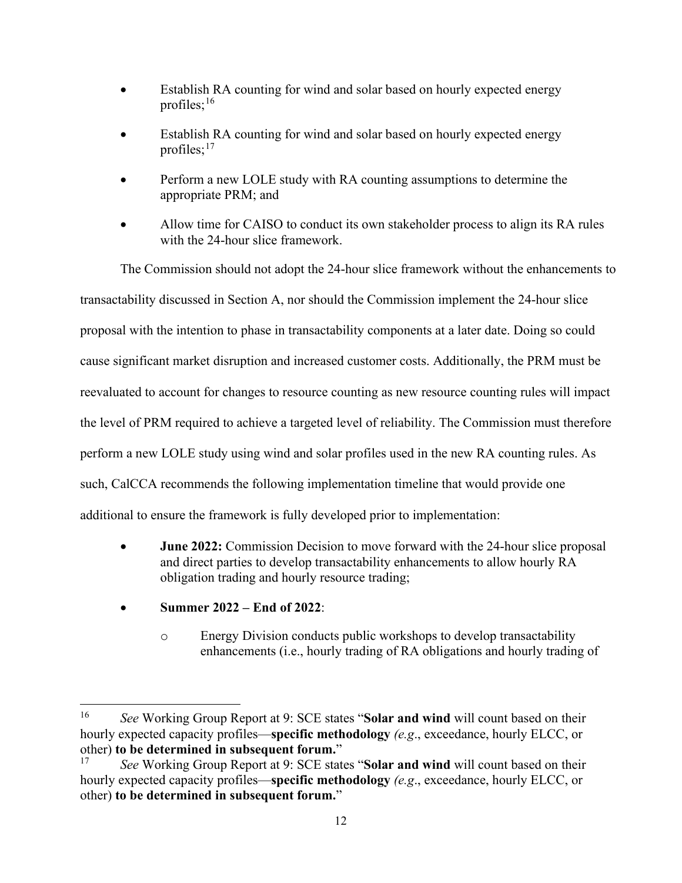- Establish RA counting for wind and solar based on hourly expected energy profiles;[16]
- Establish RA counting for wind and solar based on hourly expected energy profiles;[17]
- Perform a new LOLE study with RA counting assumptions to determine the appropriate PRM; and
- Allow time for CAISO to conduct its own stakeholder process to align its RA rules with the 24-hour slice framework.

The Commission should not adopt the 24-hour slice framework without the enhancements to transactability discussed in Section A, nor should the Commission implement the 24-hour slice proposal with the intention to phase in transactability components at a later date. Doing so could cause significant market disruption and increased customer costs. Additionally, the PRM must be reevaluated to account for changes to resource counting as new resource counting rules will impact the level of PRM required to achieve a targeted level of reliability. The Commission must therefore perform a new LOLE study using wind and solar profiles used in the new RA counting rules. As such, CalCCA recommends the following implementation timeline that would provide one additional to ensure the framework is fully developed prior to implementation:

- **June 2022:** Commission Decision to move forward with the 24-hour slice proposal and direct parties to develop transactability enhancements to allow hourly RA obligation trading and hourly resource trading;
- **Summer 2022 – End of 2022**:
    - Energy Division conducts public workshops to develop transactability enhancements (i.e., hourly trading of RA obligations and hourly trading of

---

[16] *See* Working Group Report at 9: SCE states "**Solar and wind** will count based on their hourly expected capacity profiles—**specific methodology** *(e.g*., exceedance, hourly ELCC, or other) **to be determined in subsequent forum.**"

[17] *See* Working Group Report at 9: SCE states "**Solar and wind** will count based on their hourly expected capacity profiles—**specific methodology** *(e.g*., exceedance, hourly ELCC, or other) **to be determined in subsequent forum.**"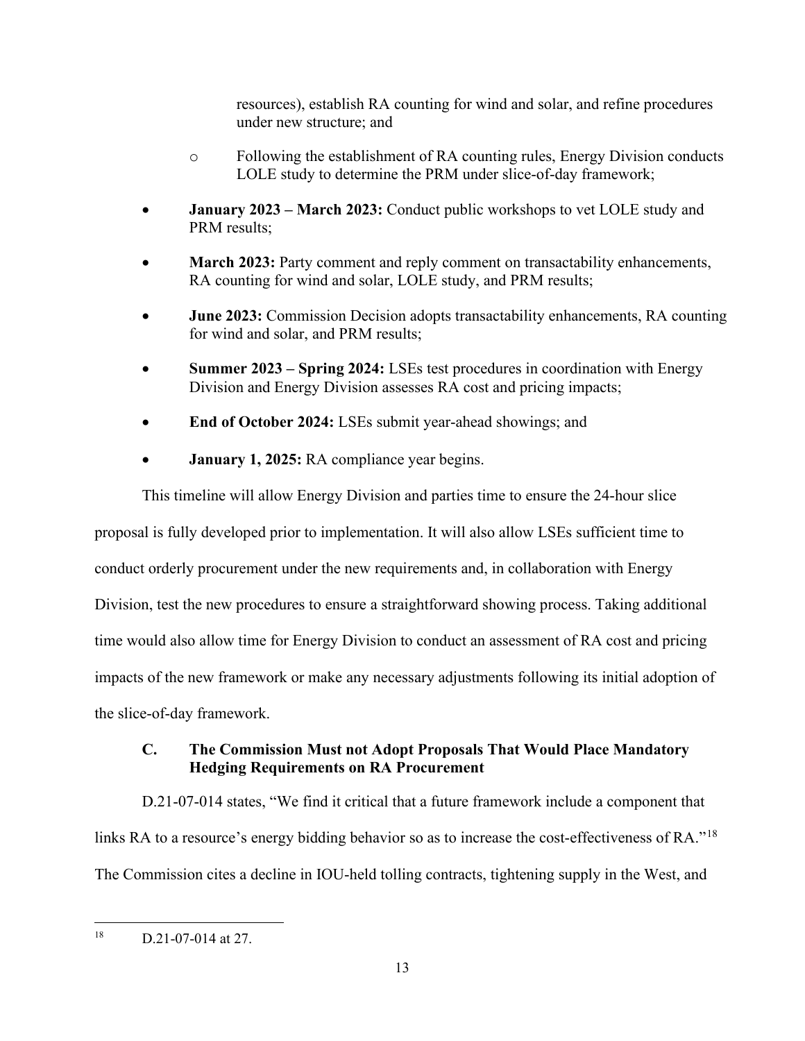resources), establish RA counting for wind and solar, and refine procedures under new structure; and

- o Following the establishment of RA counting rules, Energy Division conducts LOLE study to determine the PRM under slice-of-day framework;

- **January 2023 – March 2023:** Conduct public workshops to vet LOLE study and PRM results;
- **March 2023:** Party comment and reply comment on transactability enhancements, RA counting for wind and solar, LOLE study, and PRM results;
- **June 2023:** Commission Decision adopts transactability enhancements, RA counting for wind and solar, and PRM results;
- **Summer 2023 – Spring 2024:** LSEs test procedures in coordination with Energy Division and Energy Division assesses RA cost and pricing impacts;
- **End of October 2024:** LSEs submit year-ahead showings; and
- **January 1, 2025:** RA compliance year begins.

This timeline will allow Energy Division and parties time to ensure the 24-hour slice proposal is fully developed prior to implementation. It will also allow LSEs sufficient time to conduct orderly procurement under the new requirements and, in collaboration with Energy Division, test the new procedures to ensure a straightforward showing process. Taking additional time would also allow time for Energy Division to conduct an assessment of RA cost and pricing impacts of the new framework or make any necessary adjustments following its initial adoption of the slice-of-day framework.

### C. The Commission Must not Adopt Proposals That Would Place Mandatory Hedging Requirements on RA Procurement

D.21-07-014 states, "We find it critical that a future framework include a component that links RA to a resource's energy bidding behavior so as to increase the cost-effectiveness of RA."[18] The Commission cites a decline in IOU-held tolling contracts, tightening supply in the West, and

---

[18] D.21-07-014 at 27.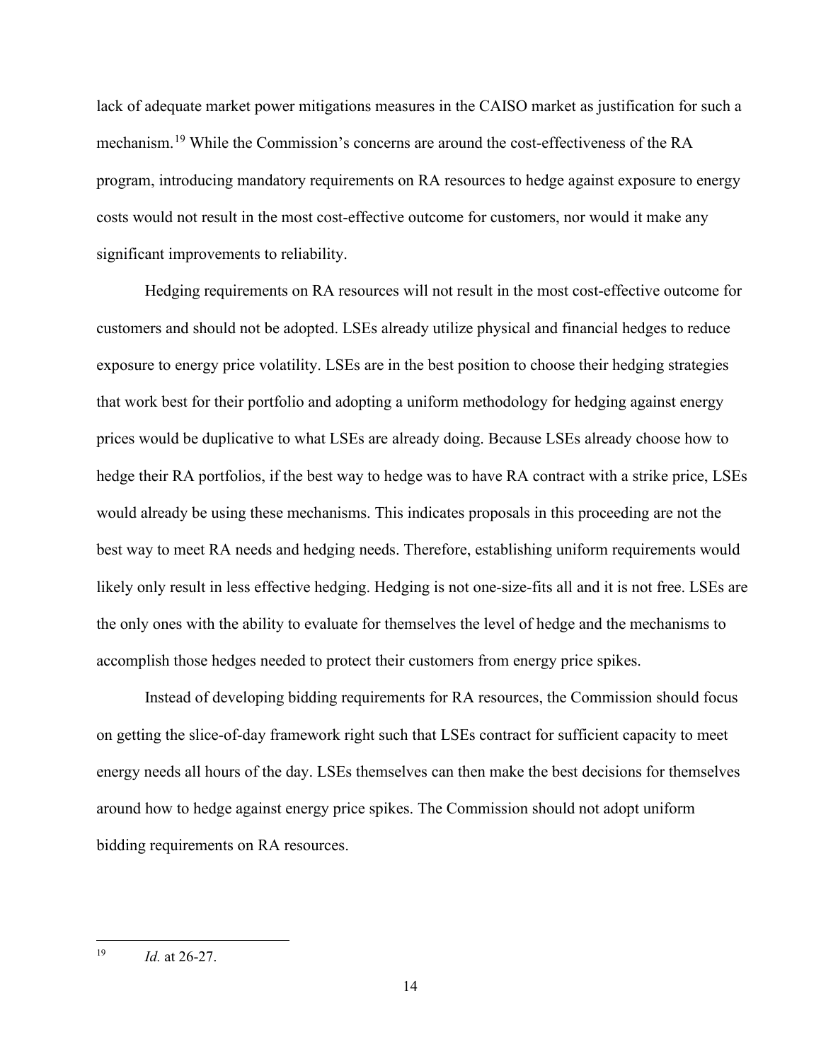lack of adequate market power mitigations measures in the CAISO market as justification for such a mechanism.[19] While the Commission's concerns are around the cost-effectiveness of the RA program, introducing mandatory requirements on RA resources to hedge against exposure to energy costs would not result in the most cost-effective outcome for customers, nor would it make any significant improvements to reliability.

Hedging requirements on RA resources will not result in the most cost-effective outcome for customers and should not be adopted. LSEs already utilize physical and financial hedges to reduce exposure to energy price volatility. LSEs are in the best position to choose their hedging strategies that work best for their portfolio and adopting a uniform methodology for hedging against energy prices would be duplicative to what LSEs are already doing. Because LSEs already choose how to hedge their RA portfolios, if the best way to hedge was to have RA contract with a strike price, LSEs would already be using these mechanisms. This indicates proposals in this proceeding are not the best way to meet RA needs and hedging needs. Therefore, establishing uniform requirements would likely only result in less effective hedging. Hedging is not one-size-fits all and it is not free. LSEs are the only ones with the ability to evaluate for themselves the level of hedge and the mechanisms to accomplish those hedges needed to protect their customers from energy price spikes.

Instead of developing bidding requirements for RA resources, the Commission should focus on getting the slice-of-day framework right such that LSEs contract for sufficient capacity to meet energy needs all hours of the day. LSEs themselves can then make the best decisions for themselves around how to hedge against energy price spikes. The Commission should not adopt uniform bidding requirements on RA resources.

---

[19] *Id.* at 26-27.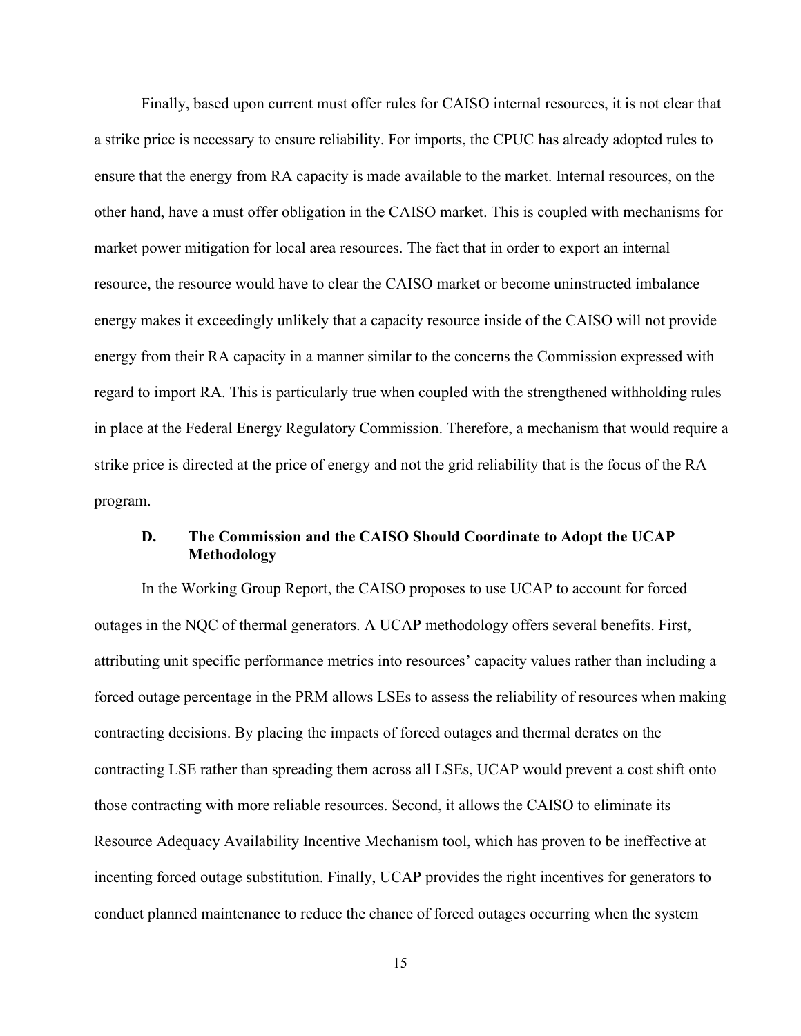Finally, based upon current must offer rules for CAISO internal resources, it is not clear that a strike price is necessary to ensure reliability. For imports, the CPUC has already adopted rules to ensure that the energy from RA capacity is made available to the market. Internal resources, on the other hand, have a must offer obligation in the CAISO market. This is coupled with mechanisms for market power mitigation for local area resources. The fact that in order to export an internal resource, the resource would have to clear the CAISO market or become uninstructed imbalance energy makes it exceedingly unlikely that a capacity resource inside of the CAISO will not provide energy from their RA capacity in a manner similar to the concerns the Commission expressed with regard to import RA. This is particularly true when coupled with the strengthened withholding rules in place at the Federal Energy Regulatory Commission. Therefore, a mechanism that would require a strike price is directed at the price of energy and not the grid reliability that is the focus of the RA program.

### D. The Commission and the CAISO Should Coordinate to Adopt the UCAP Methodology

In the Working Group Report, the CAISO proposes to use UCAP to account for forced outages in the NQC of thermal generators. A UCAP methodology offers several benefits. First, attributing unit specific performance metrics into resources' capacity values rather than including a forced outage percentage in the PRM allows LSEs to assess the reliability of resources when making contracting decisions. By placing the impacts of forced outages and thermal derates on the contracting LSE rather than spreading them across all LSEs, UCAP would prevent a cost shift onto those contracting with more reliable resources. Second, it allows the CAISO to eliminate its Resource Adequacy Availability Incentive Mechanism tool, which has proven to be ineffective at incenting forced outage substitution. Finally, UCAP provides the right incentives for generators to conduct planned maintenance to reduce the chance of forced outages occurring when the system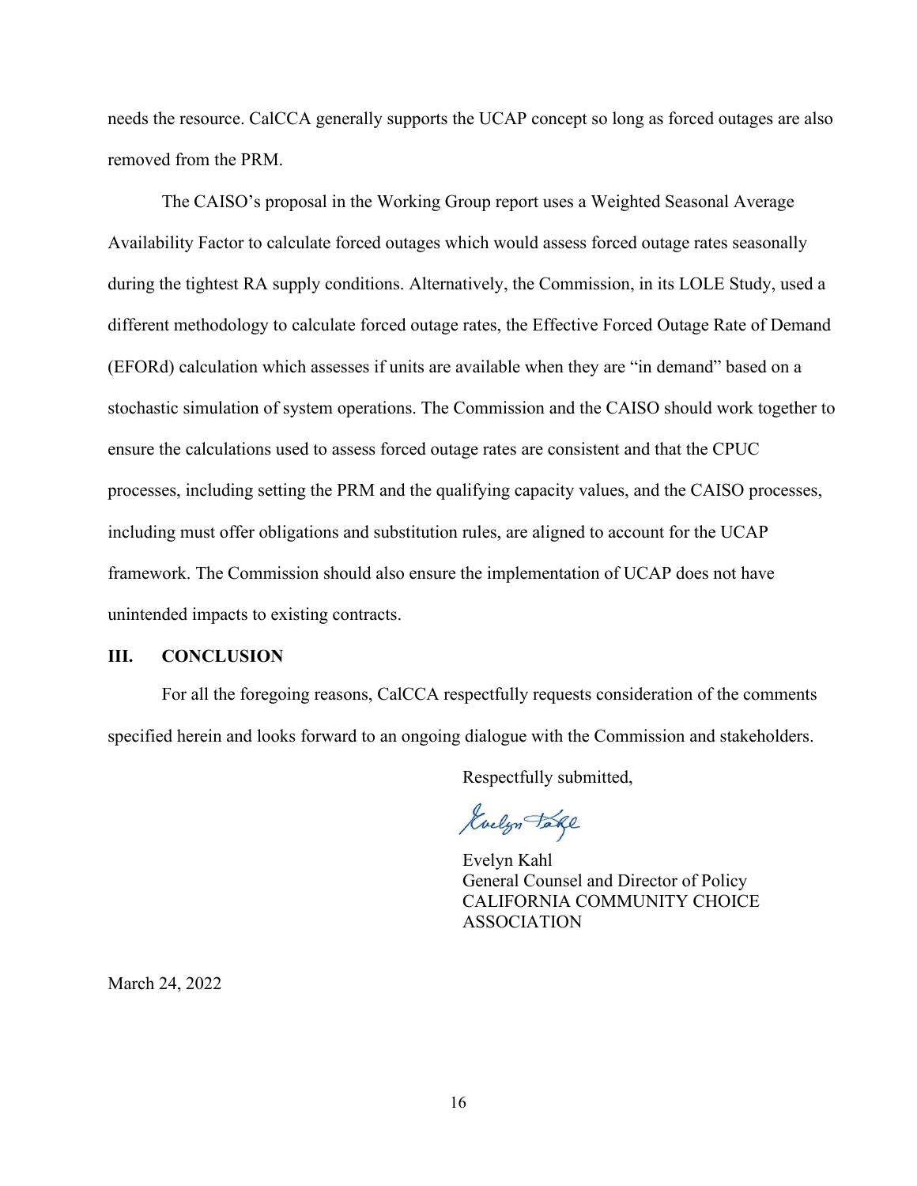needs the resource. CalCCA generally supports the UCAP concept so long as forced outages are also removed from the PRM.

The CAISO's proposal in the Working Group report uses a Weighted Seasonal Average Availability Factor to calculate forced outages which would assess forced outage rates seasonally during the tightest RA supply conditions. Alternatively, the Commission, in its LOLE Study, used a different methodology to calculate forced outage rates, the Effective Forced Outage Rate of Demand (EFORd) calculation which assesses if units are available when they are "in demand" based on a stochastic simulation of system operations. The Commission and the CAISO should work together to ensure the calculations used to assess forced outage rates are consistent and that the CPUC processes, including setting the PRM and the qualifying capacity values, and the CAISO processes, including must offer obligations and substitution rules, are aligned to account for the UCAP framework. The Commission should also ensure the implementation of UCAP does not have unintended impacts to existing contracts.

## III. CONCLUSION

For all the foregoing reasons, CalCCA respectfully requests consideration of the comments specified herein and looks forward to an ongoing dialogue with the Commission and stakeholders.

Respectfully submitted,

Evelyn Kahl
General Counsel and Director of Policy
CALIFORNIA COMMUNITY CHOICE ASSOCIATION

March 24, 2022